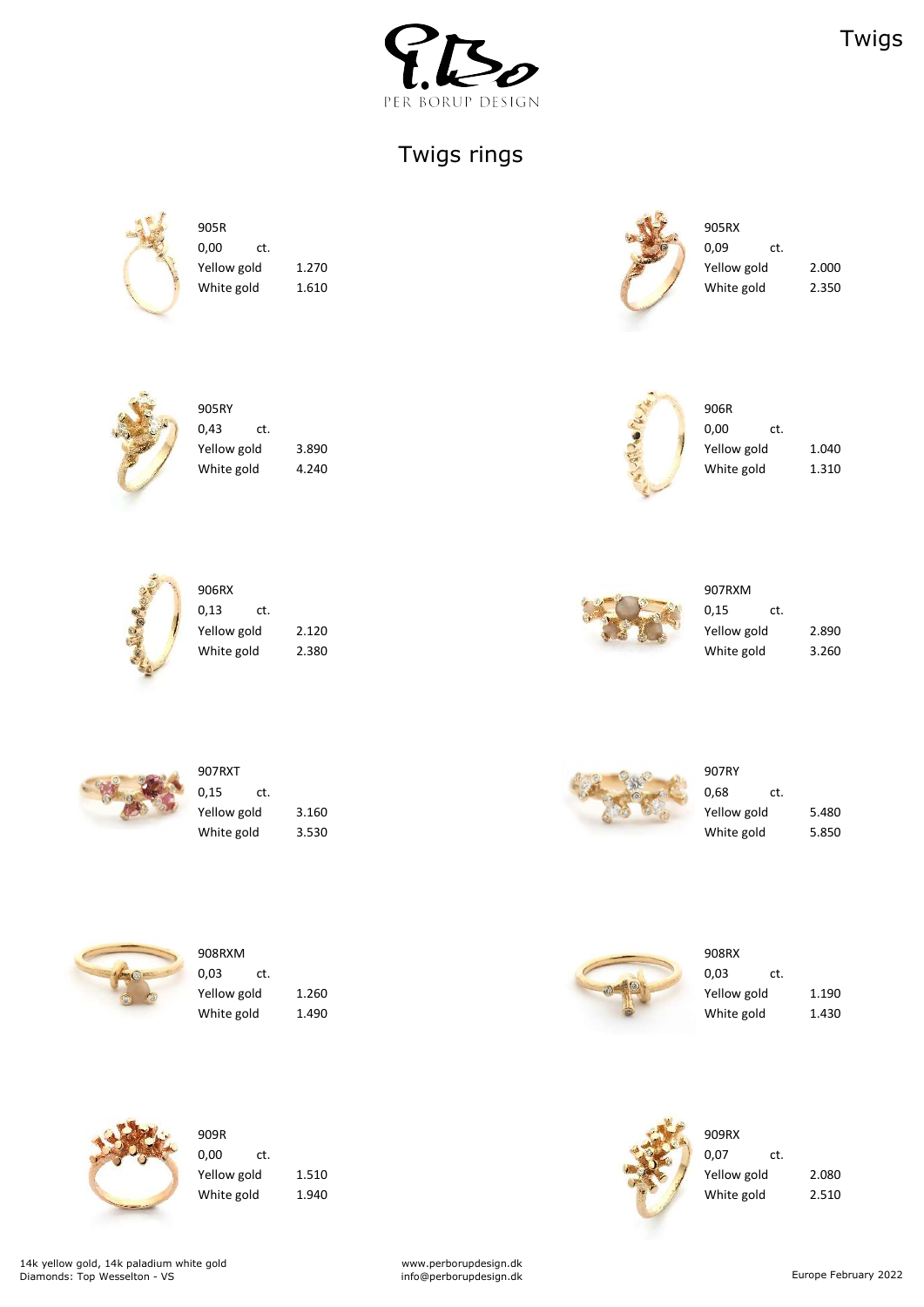PER BORUP DESIGN

# Twigs rings

| Model | ct. | Yellow gold | White gold |
|---|---|---|---|
| 905R | 0,00 | 1.270 | 1.610 |
| 905RX | 0,09 | 2.000 | 2.350 |
| 905RY | 0,43 | 3.890 | 4.240 |
| 906R | 0,00 | 1.040 | 1.310 |
| 906RX | 0,13 | 2.120 | 2.380 |
| 907RXM | 0,15 | 2.890 | 3.260 |
| 907RXT | 0,15 | 3.160 | 3.530 |
| 907RY | 0,68 | 5.480 | 5.850 |
| 908RXM | 0,03 | 1.260 | 1.490 |
| 908RX | 0,03 | 1.190 | 1.430 |
| 909R | 0,00 | 1.510 | 1.940 |
| 909RX | 0,07 | 2.080 | 2.510 |

14k yellow gold, 14k paladium white gold
Diamonds: Top Wesselton - VS

www.perborupdesign.dk
info@perborupdesign.dk

Europe February 2022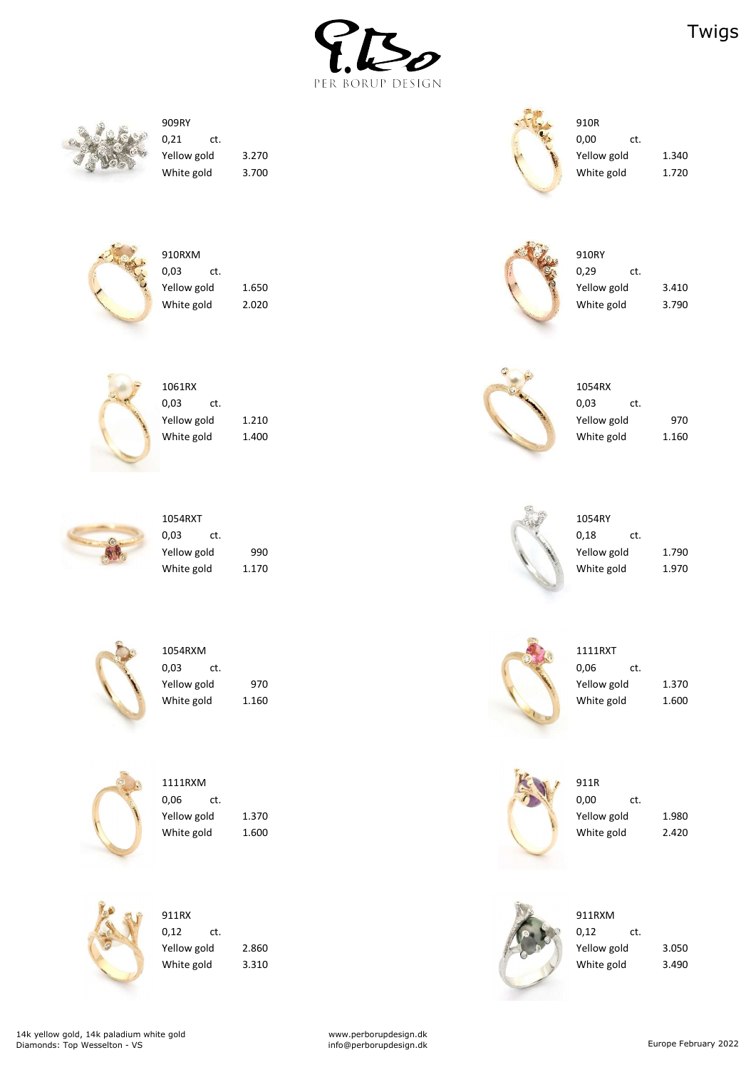PER BORUP DESIGN

# Twigs

| Item | ct. | Yellow gold | White gold |
|---|---|---|---|
| 909RY | 0,21 | 3.270 | 3.700 |
| 910R | 0,00 | 1.340 | 1.720 |
| 910RXM | 0,03 | 1.650 | 2.020 |
| 910RY | 0,29 | 3.410 | 3.790 |
| 1061RX | 0,03 | 1.210 | 1.400 |
| 1054RX | 0,03 | 970 | 1.160 |
| 1054RXT | 0,03 | 990 | 1.170 |
| 1054RY | 0,18 | 1.790 | 1.970 |
| 1054RXM | 0,03 | 970 | 1.160 |
| 1111RXT | 0,06 | 1.370 | 1.600 |
| 1111RXM | 0,06 | 1.370 | 1.600 |
| 911R | 0,00 | 1.980 | 2.420 |
| 911RX | 0,12 | 2.860 | 3.310 |
| 911RXM | 0,12 | 3.050 | 3.490 |

14k yellow gold, 14k paladium white gold
Diamonds: Top Wesselton - VS

www.perborupdesign.dk
info@perborupdesign.dk

Europe February 2022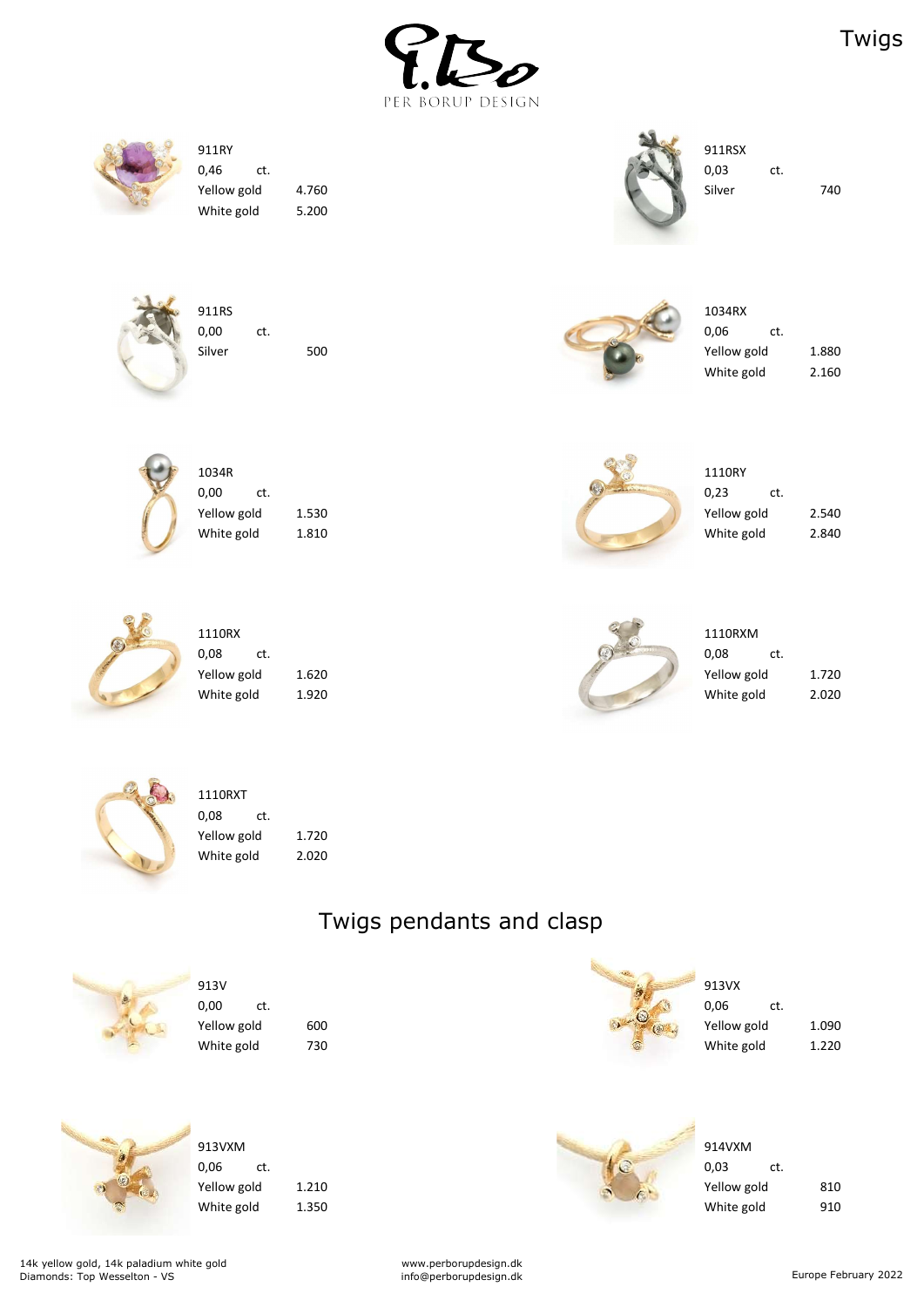PER BORUP DESIGN

# Twigs

911RY
0,46 ct.
Yellow gold 4.760
White gold 5.200

911RSX
0,03 ct.
Silver 740

911RS
0,00 ct.
Silver 500

1034RX
0,06 ct.
Yellow gold 1.880
White gold 2.160

1034R
0,00 ct.
Yellow gold 1.530
White gold 1.810

1110RY
0,23 ct.
Yellow gold 2.540
White gold 2.840

1110RX
0,08 ct.
Yellow gold 1.620
White gold 1.920

1110RXM
0,08 ct.
Yellow gold 1.720
White gold 2.020

1110RXT
0,08 ct.
Yellow gold 1.720
White gold 2.020

## Twigs pendants and clasp

913V
0,00 ct.
Yellow gold 600
White gold 730

913VX
0,06 ct.
Yellow gold 1.090
White gold 1.220

913VXM
0,06 ct.
Yellow gold 1.210
White gold 1.350

914VXM
0,03 ct.
Yellow gold 810
White gold 910

14k yellow gold, 14k paladium white gold
Diamonds: Top Wesselton - VS

www.perborupdesign.dk
info@perborupdesign.dk

Europe February 2022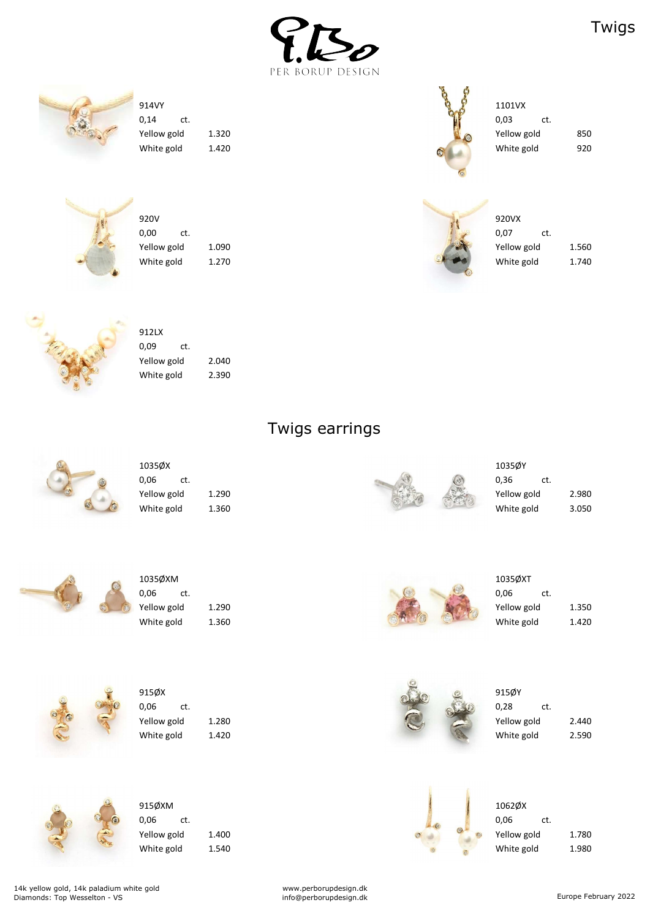# Twigs

PER BORUP DESIGN

914VY
0,14 ct.
Yellow gold 1.320
White gold 1.420

1101VX
0,03 ct.
Yellow gold 850
White gold 920

920V
0,00 ct.
Yellow gold 1.090
White gold 1.270

920VX
0,07 ct.
Yellow gold 1.560
White gold 1.740

912LX
0,09 ct.
Yellow gold 2.040
White gold 2.390

## Twigs earrings

1035ØX
0,06 ct.
Yellow gold 1.290
White gold 1.360

1035ØY
0,36 ct.
Yellow gold 2.980
White gold 3.050

1035ØXM
0,06 ct.
Yellow gold 1.290
White gold 1.360

1035ØXT
0,06 ct.
Yellow gold 1.350
White gold 1.420

915ØX
0,06 ct.
Yellow gold 1.280
White gold 1.420

915ØY
0,28 ct.
Yellow gold 2.440
White gold 2.590

915ØXM
0,06 ct.
Yellow gold 1.400
White gold 1.540

1062ØX
0,06 ct.
Yellow gold 1.780
White gold 1.980

14k yellow gold, 14k paladium white gold
Diamonds: Top Wesselton - VS

www.perborupdesign.dk
info@perborupdesign.dk

Europe February 2022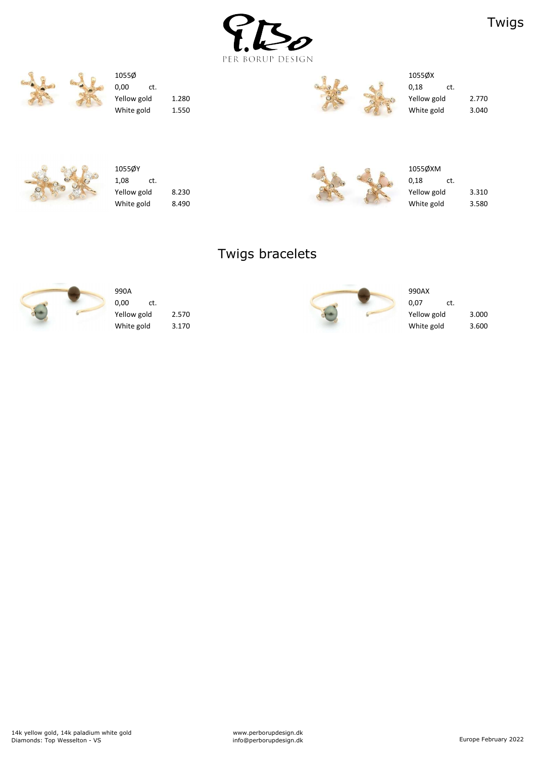# Twigs

1055Ø
0,00 ct.

| | |
|---|---|
| Yellow gold | 1.280 |
| White gold | 1.550 |

1055ØX
0,18 ct.

| | |
|---|---|
| Yellow gold | 2.770 |
| White gold | 3.040 |

1055ØY
1,08 ct.

| | |
|---|---|
| Yellow gold | 8.230 |
| White gold | 8.490 |

1055ØXM
0,18 ct.

| | |
|---|---|
| Yellow gold | 3.310 |
| White gold | 3.580 |

## Twigs bracelets

990A
0,00 ct.

| | |
|---|---|
| Yellow gold | 2.570 |
| White gold | 3.170 |

990AX
0,07 ct.

| | |
|---|---|
| Yellow gold | 3.000 |
| White gold | 3.600 |

14k yellow gold, 14k paladium white gold
Diamonds: Top Wesselton - VS

www.perborupdesign.dk
info@perborupdesign.dk

Europe February 2022